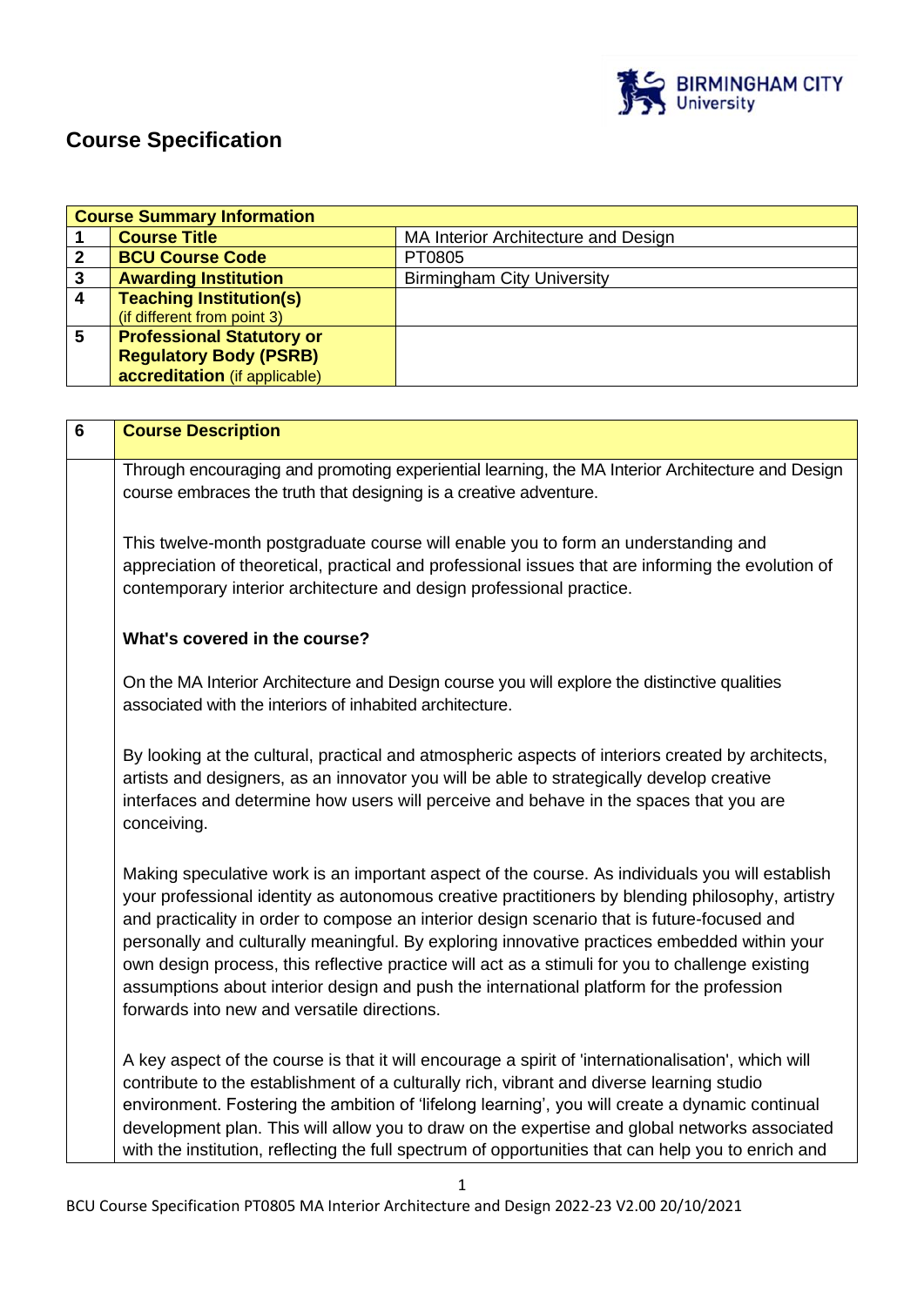# Course Specification

| Course Summary Information | | |
|---|---|---|
| 1 | **Course Title** | MA Interior Architecture and Design |
| 2 | **BCU Course Code** | PT0805 |
| 3 | **Awarding Institution** | Birmingham City University |
| 4 | **Teaching Institution(s)** (if different from point 3) | |
| 5 | **Professional Statutory or Regulatory Body (PSRB) accreditation** (if applicable) | |

| 6 | Course Description |
|---|---|
| | Through encouraging and promoting experiential learning, the MA Interior Architecture and Design course embraces the truth that designing is a creative adventure.<br><br>This twelve-month postgraduate course will enable you to form an understanding and appreciation of theoretical, practical and professional issues that are informing the evolution of contemporary interior architecture and design professional practice.<br><br>**What's covered in the course?**<br><br>On the MA Interior Architecture and Design course you will explore the distinctive qualities associated with the interiors of inhabited architecture.<br><br>By looking at the cultural, practical and atmospheric aspects of interiors created by architects, artists and designers, as an innovator you will be able to strategically develop creative interfaces and determine how users will perceive and behave in the spaces that you are conceiving.<br><br>Making speculative work is an important aspect of the course. As individuals you will establish your professional identity as autonomous creative practitioners by blending philosophy, artistry and practicality in order to compose an interior design scenario that is future-focused and personally and culturally meaningful. By exploring innovative practices embedded within your own design process, this reflective practice will act as a stimuli for you to challenge existing assumptions about interior design and push the international platform for the profession forwards into new and versatile directions.<br><br>A key aspect of the course is that it will encourage a spirit of 'internationalisation', which will contribute to the establishment of a culturally rich, vibrant and diverse learning studio environment. Fostering the ambition of 'lifelong learning', you will create a dynamic continual development plan. This will allow you to draw on the expertise and global networks associated with the institution, reflecting the full spectrum of opportunities that can help you to enrich and |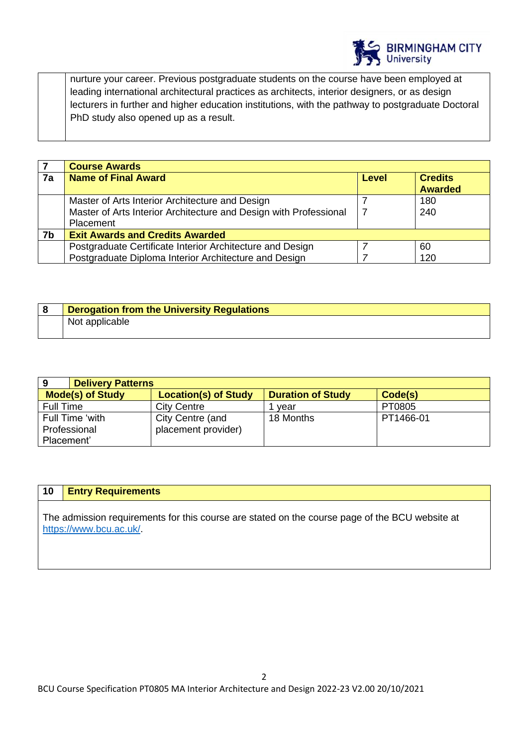| | nurture your career. Previous postgraduate students on the course have been employed at leading international architectural practices as architects, interior designers, or as design lecturers in further and higher education institutions, with the pathway to postgraduate Doctoral PhD study also opened up as a result. |
|---|---|

| 7 | **Course Awards** | | |
|---|---|---|---|
| **7a** | **Name of Final Award** | **Level** | **Credits Awarded** |
| | Master of Arts Interior Architecture and Design | 7 | 180 |
| | Master of Arts Interior Architecture and Design with Professional Placement | 7 | 240 |
| **7b** | **Exit Awards and Credits Awarded** | | |
| | Postgraduate Certificate Interior Architecture and Design | 7 | 60 |
| | Postgraduate Diploma Interior Architecture and Design | 7 | 120 |

| 8 | **Derogation from the University Regulations** |
|---|---|
| | Not applicable |

| 9 **Delivery Patterns** | | | |
|---|---|---|---|
| **Mode(s) of Study** | **Location(s) of Study** | **Duration of Study** | **Code(s)** |
| Full Time | City Centre | 1 year | PT0805 |
| Full Time 'with Professional Placement' | City Centre (and placement provider) | 18 Months | PT1466-01 |

| 10 | **Entry Requirements** |
|---|---|

The admission requirements for this course are stated on the course page of the BCU website at https://www.bcu.ac.uk/.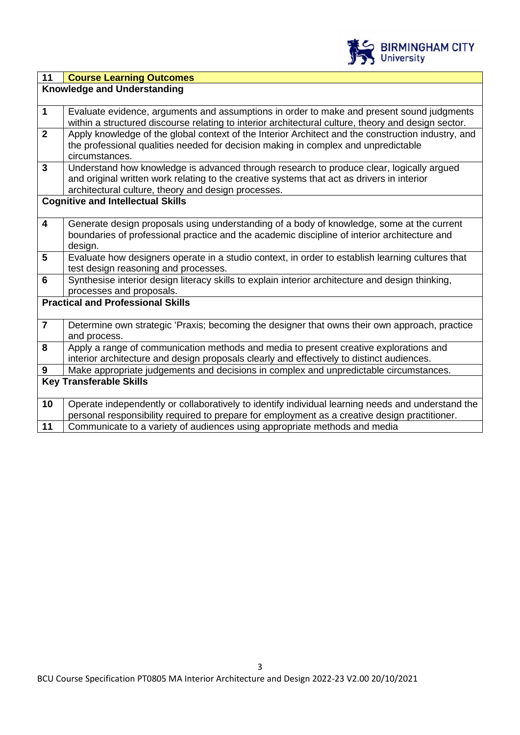| 11 | Course Learning Outcomes |
|---|---|
| **Knowledge and Understanding** | |
| 1 | Evaluate evidence, arguments and assumptions in order to make and present sound judgments within a structured discourse relating to interior architectural culture, theory and design sector. |
| 2 | Apply knowledge of the global context of the Interior Architect and the construction industry, and the professional qualities needed for decision making in complex and unpredictable circumstances. |
| 3 | Understand how knowledge is advanced through research to produce clear, logically argued and original written work relating to the creative systems that act as drivers in interior architectural culture, theory and design processes. |
| **Cognitive and Intellectual Skills** | |
| 4 | Generate design proposals using understanding of a body of knowledge, some at the current boundaries of professional practice and the academic discipline of interior architecture and design. |
| 5 | Evaluate how designers operate in a studio context, in order to establish learning cultures that test design reasoning and processes. |
| 6 | Synthesise interior design literacy skills to explain interior architecture and design thinking, processes and proposals. |
| **Practical and Professional Skills** | |
| 7 | Determine own strategic 'Praxis; becoming the designer that owns their own approach, practice and process. |
| 8 | Apply a range of communication methods and media to present creative explorations and interior architecture and design proposals clearly and effectively to distinct audiences. |
| 9 | Make appropriate judgements and decisions in complex and unpredictable circumstances. |
| **Key Transferable Skills** | |
| 10 | Operate independently or collaboratively to identify individual learning needs and understand the personal responsibility required to prepare for employment as a creative design practitioner. |
| 11 | Communicate to a variety of audiences using appropriate methods and media |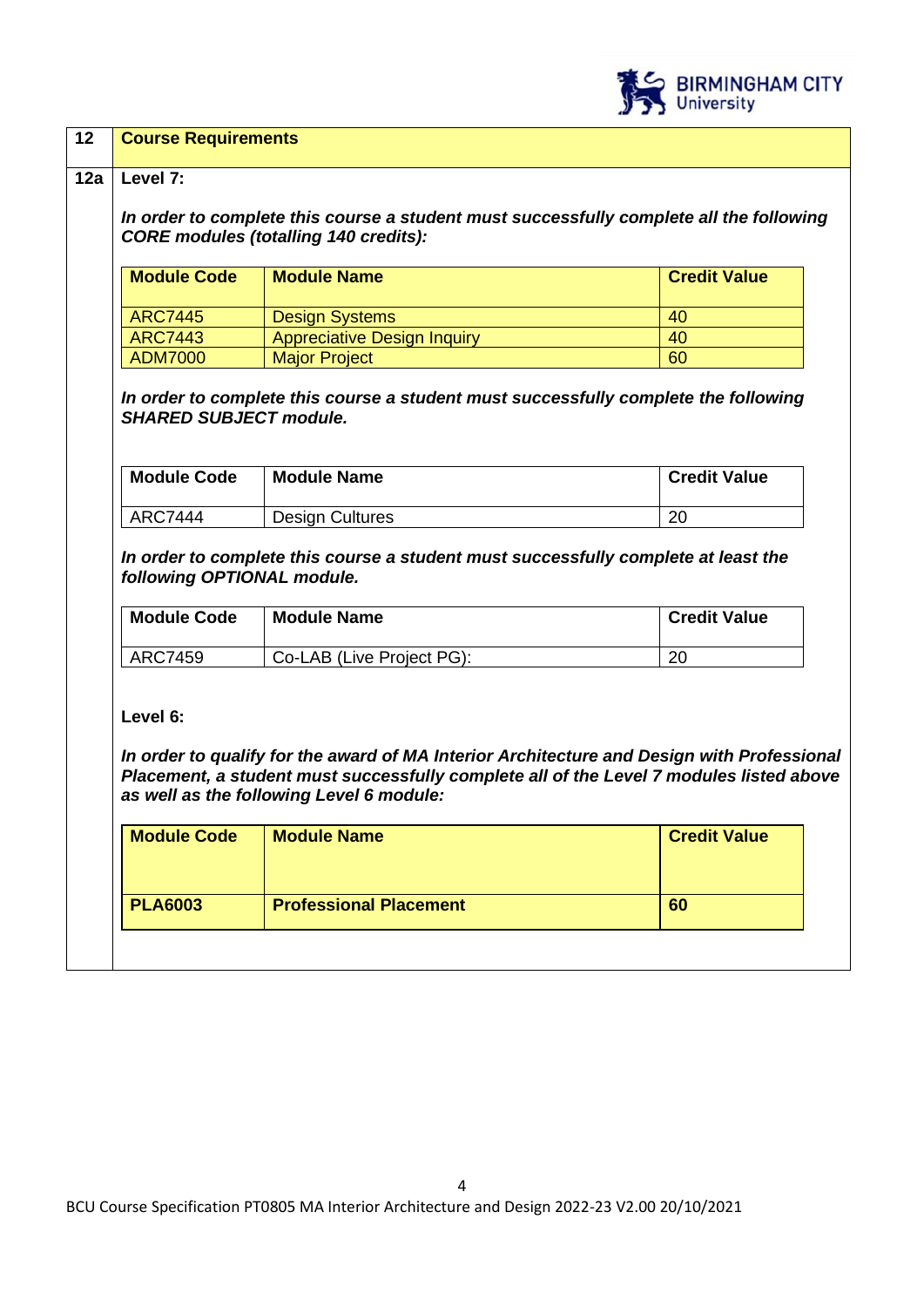| 12 | **Course Requirements** |
|---|---|

**12a Level 7:**

***In order to complete this course a student must successfully complete all the following CORE modules (totalling 140 credits):***

| Module Code | Module Name | Credit Value |
|---|---|---|
| ARC7445 | Design Systems | 40 |
| ARC7443 | Appreciative Design Inquiry | 40 |
| ADM7000 | Major Project | 60 |

***In order to complete this course a student must successfully complete the following SHARED SUBJECT module.***

| Module Code | Module Name | Credit Value |
|---|---|---|
| ARC7444 | Design Cultures | 20 |

***In order to complete this course a student must successfully complete at least the following OPTIONAL module.***

| Module Code | Module Name | Credit Value |
|---|---|---|
| ARC7459 | Co-LAB (Live Project PG): | 20 |

**Level 6:**

***In order to qualify for the award of MA Interior Architecture and Design with Professional Placement, a student must successfully complete all of the Level 7 modules listed above as well as the following Level 6 module:***

| Module Code | Module Name | Credit Value |
|---|---|---|
| **PLA6003** | **Professional Placement** | **60** |

BCU Course Specification PT0805 MA Interior Architecture and Design 2022-23 V2.00 20/10/2021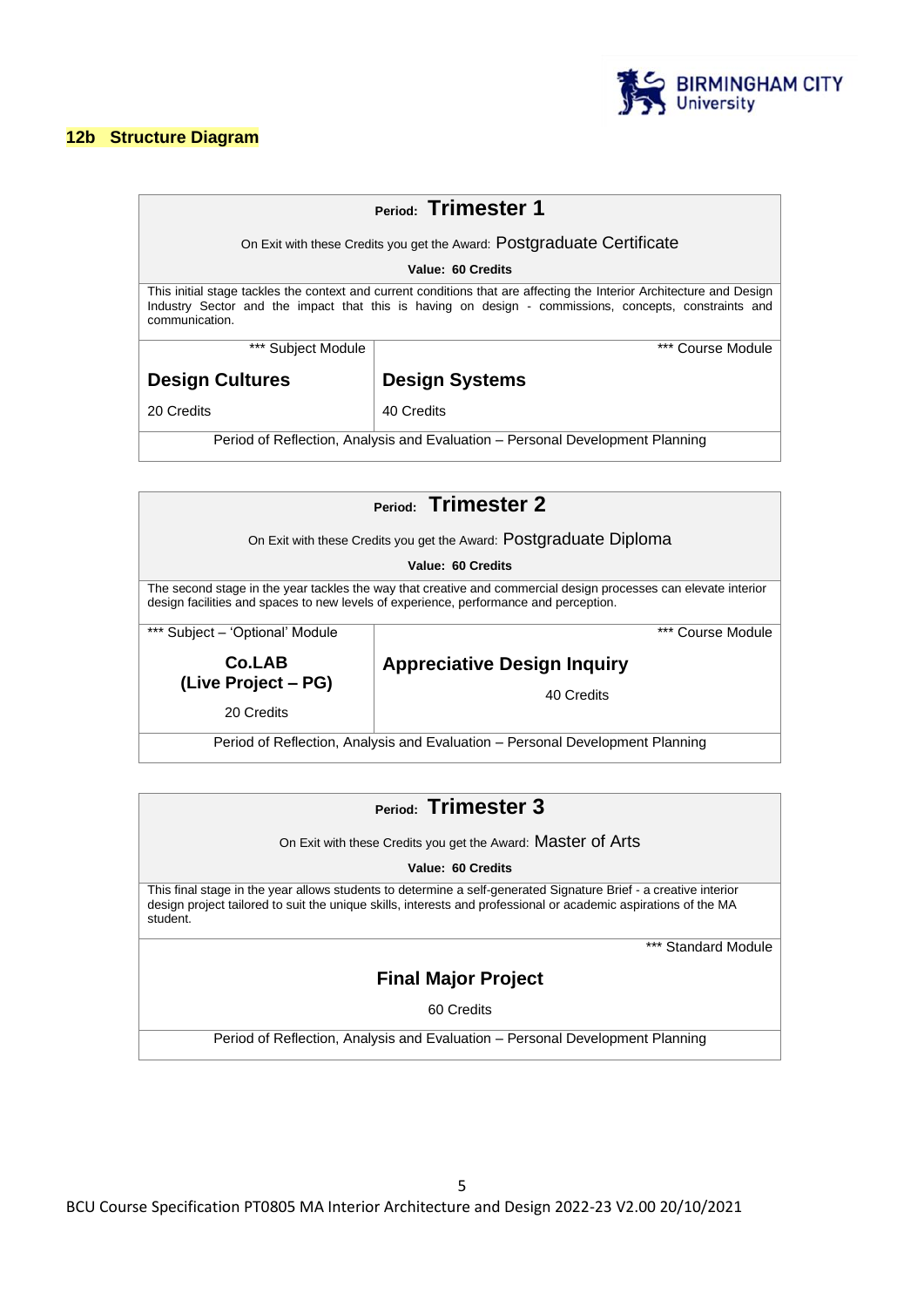## 12b Structure Diagram

| **Period: Trimester 1** | |
|---|---|
| On Exit with these Credits you get the Award: Postgraduate Certificate | |
| **Value: 60 Credits** | |
| This initial stage tackles the context and current conditions that are affecting the Interior Architecture and Design Industry Sector and the impact that this is having on design - commissions, concepts, constraints and communication. | |
| *** Subject Module | *** Course Module |
| **Design Cultures** | **Design Systems** |
| 20 Credits | 40 Credits |
| Period of Reflection, Analysis and Evaluation – Personal Development Planning | |

| **Period: Trimester 2** | |
|---|---|
| On Exit with these Credits you get the Award: Postgraduate Diploma | |
| **Value: 60 Credits** | |
| The second stage in the year tackles the way that creative and commercial design processes can elevate interior design facilities and spaces to new levels of experience, performance and perception. | |
| *** Subject – 'Optional' Module | *** Course Module |
| **Co.LAB (Live Project – PG)** | **Appreciative Design Inquiry** |
| 20 Credits | 40 Credits |
| Period of Reflection, Analysis and Evaluation – Personal Development Planning | |

| **Period: Trimester 3** |
|---|
| On Exit with these Credits you get the Award: Master of Arts |
| **Value: 60 Credits** |
| This final stage in the year allows students to determine a self-generated Signature Brief - a creative interior design project tailored to suit the unique skills, interests and professional or academic aspirations of the MA student. |
| *** Standard Module |
| **Final Major Project** |
| 60 Credits |
| Period of Reflection, Analysis and Evaluation – Personal Development Planning |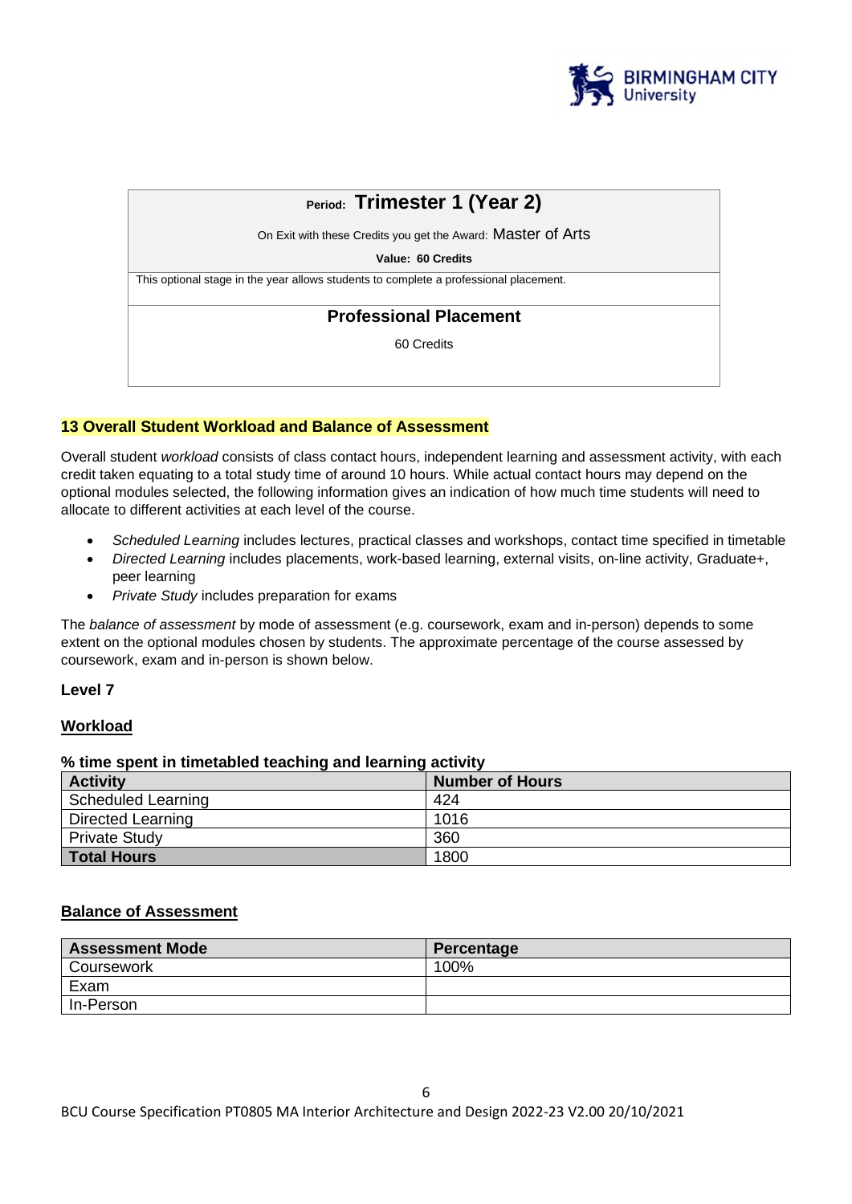**Period: Trimester 1 (Year 2)**

On Exit with these Credits you get the Award: Master of Arts

**Value: 60 Credits**

This optional stage in the year allows students to complete a professional placement.

**Professional Placement**

60 Credits

## 13 Overall Student Workload and Balance of Assessment

Overall student *workload* consists of class contact hours, independent learning and assessment activity, with each credit taken equating to a total study time of around 10 hours. While actual contact hours may depend on the optional modules selected, the following information gives an indication of how much time students will need to allocate to different activities at each level of the course.

- *Scheduled Learning* includes lectures, practical classes and workshops, contact time specified in timetable
- *Directed Learning* includes placements, work-based learning, external visits, on-line activity, Graduate+, peer learning
- *Private Study* includes preparation for exams

The *balance of assessment* by mode of assessment (e.g. coursework, exam and in-person) depends to some extent on the optional modules chosen by students. The approximate percentage of the course assessed by coursework, exam and in-person is shown below.

### Level 7

#### Workload

**% time spent in timetabled teaching and learning activity**

| Activity | Number of Hours |
|---|---|
| Scheduled Learning | 424 |
| Directed Learning | 1016 |
| Private Study | 360 |
| **Total Hours** | 1800 |

#### Balance of Assessment

| Assessment Mode | Percentage |
|---|---|
| Coursework | 100% |
| Exam | |
| In-Person | |